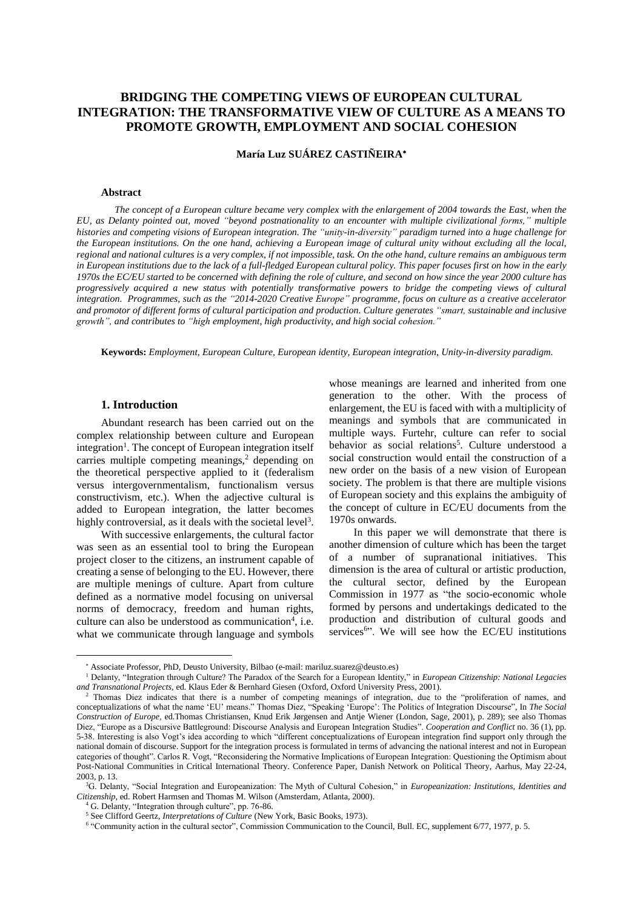# BRIDGING THE COMPETING VIEWS OF EUROPEAN CULTURAL INTEGRATION: THE TRANSFORMATIVE VIEW OF CULTURE AS A MEANS TO PROMOTE GROWTH, EMPLOYMENT AND SOCIAL COHESION

**María Luz SUÁREZ CASTIÑEIRA***

### Abstract

*The concept of a European culture became very complex with the enlargement of 2004 towards the East, when the EU, as Delanty pointed out, moved "beyond postnationality to an encounter with multiple civilizational forms," multiple histories and competing visions of European integration. The "unity-in-diversity" paradigm turned into a huge challenge for the European institutions. On the one hand, achieving a European image of cultural unity without excluding all the local, regional and national cultures is a very complex, if not impossible, task. On the othe hand, culture remains an ambiguous term in European institutions due to the lack of a full-fledged European cultural policy. This paper focuses first on how in the early 1970s the EC/EU started to be concerned with defining the role of culture, and second on how since the year 2000 culture has progressively acquired a new status with potentially transformative powers to bridge the competing views of cultural integration. Programmes, such as the "2014-2020 Creative Europe" programme, focus on culture as a creative accelerator and promotor of different forms of cultural participation and production. Culture generates "smart, sustainable and inclusive growth", and contributes to "high employment, high productivity, and high social cohesion."*

**Keywords:** *Employment, European Culture, European identity, European integration, Unity-in-diversity paradigm.*

## 1. Introduction

Abundant research has been carried out on the complex relationship between culture and European integration[1]. The concept of European integration itself carries multiple competing meanings,[2] depending on the theoretical perspective applied to it (federalism versus intergovernmentalism, functionalism versus constructivism, etc.). When the adjective cultural is added to European integration, the latter becomes highly controversial, as it deals with the societal level[3].

With successive enlargements, the cultural factor was seen as an essential tool to bring the European project closer to the citizens, an instrument capable of creating a sense of belonging to the EU. However, there are multiple menings of culture. Apart from culture defined as a normative model focusing on universal norms of democracy, freedom and human rights, culture can also be understood as communication[4], i.e. what we communicate through language and symbols whose meanings are learned and inherited from one generation to the other. With the process of enlargement, the EU is faced with with a multiplicity of meanings and symbols that are communicated in multiple ways. Furtehr, culture can refer to social behavior as social relations[5]. Culture understood a social construction would entail the construction of a new order on the basis of a new vision of European society. The problem is that there are multiple visions of European society and this explains the ambiguity of the concept of culture in EC/EU documents from the 1970s onwards.

In this paper we will demonstrate that there is another dimension of culture which has been the target of a number of supranational initiatives. This dimension is the area of cultural or artistic production, the cultural sector, defined by the European Commission in 1977 as "the socio-economic whole formed by persons and undertakings dedicated to the production and distribution of cultural goods and services[6]". We will see how the EC/EU institutions

---

\* Associate Professor, PhD, Deusto University, Bilbao (e-mail: mariluz.suarez@deusto.es)

[1] Delanty, "Integration through Culture? The Paradox of the Search for a European Identity," in *European Citizenship: National Legacies and Transnational Projects*, ed. Klaus Eder & Bernhard Giesen (Oxford, Oxford University Press, 2001).

[2] Thomas Diez indicates that there is a number of competing meanings of integration, due to the "proliferation of names, and conceptualizations of what the name 'EU' means." Thomas Diez, "Speaking 'Europe': The Politics of Integration Discourse", In *The Social Construction of Europe*, ed.Thomas Christiansen, Knud Erik Jørgensen and Antje Wiener (London, Sage, 2001), p. 289); see also Thomas Diez, "Europe as a Discursive Battleground: Discourse Analysis and European Integration Studies". *Cooperation and Conflict* no. 36 (1), pp. 5-38. Interesting is also Vogt's idea according to which "different conceptualizations of European integration find support only through the national domain of discourse. Support for the integration process is formulated in terms of advancing the national interest and not in European categories of thought". Carlos R. Vogt, "Reconsidering the Normative Implications of European Integration: Questioning the Optimism about Post-National Communities in Critical International Theory. Conference Paper, Danish Network on Political Theory, Aarhus, May 22-24, 2003, p. 13.

[3] G. Delanty, "Social Integration and Europeanization: The Myth of Cultural Cohesion," in *Europeanization: Institutions, Identities and Citizenship*, ed. Robert Harmsen and Thomas M. Wilson (Amsterdam, Atlanta, 2000).

[4] G. Delanty, "Integration through culture", pp. 76-86.

[5] See Clifford Geertz, *Interpretations of Culture* (New York, Basic Books, 1973).

[6] "Community action in the cultural sector", Commission Communication to the Council, Bull. EC, supplement 6/77, 1977, p. 5.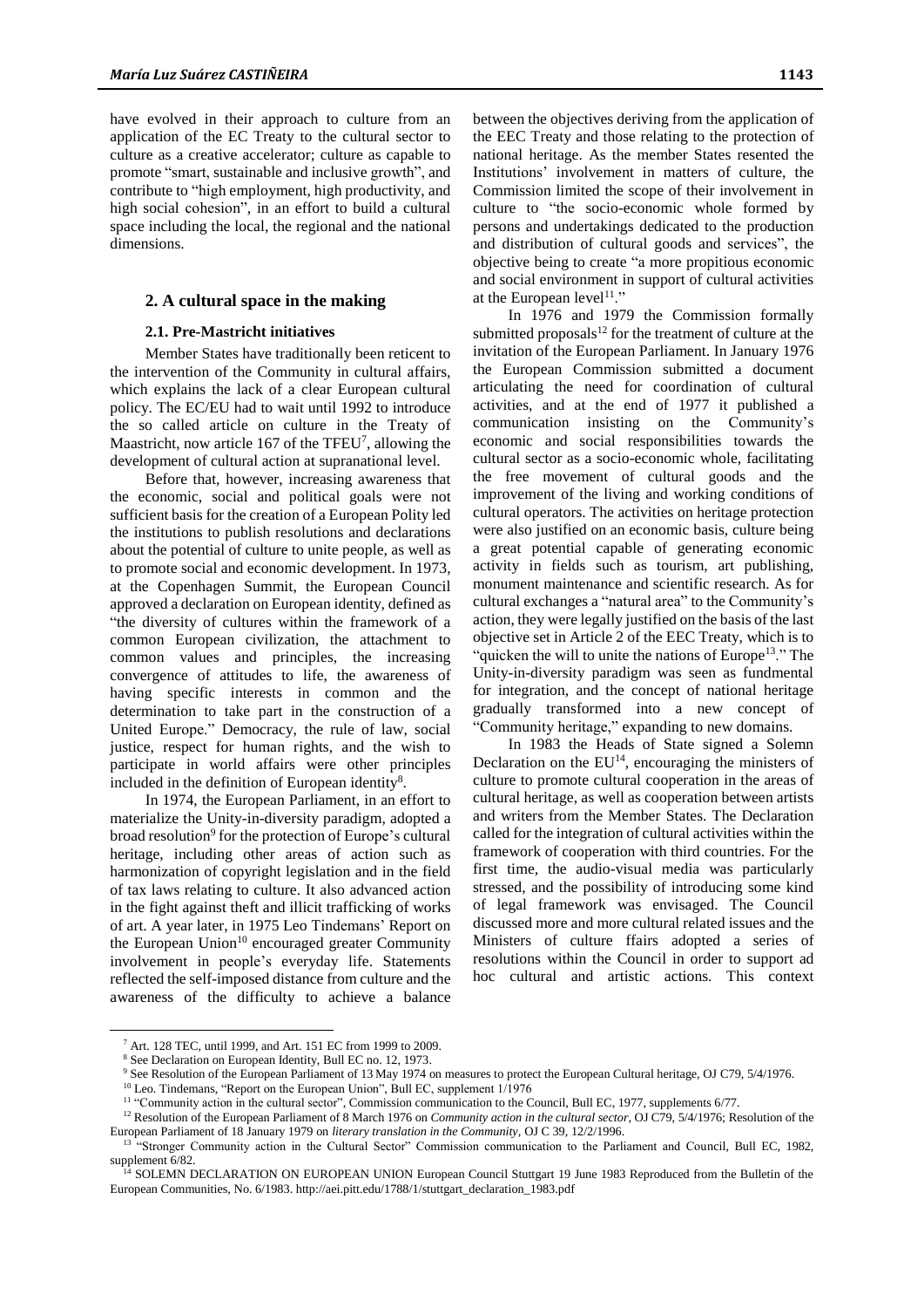have evolved in their approach to culture from an application of the EC Treaty to the cultural sector to culture as a creative accelerator; culture as capable to promote "smart, sustainable and inclusive growth", and contribute to "high employment, high productivity, and high social cohesion", in an effort to build a cultural space including the local, the regional and the national dimensions.

## 2. A cultural space in the making

### 2.1. Pre-Mastricht initiatives

Member States have traditionally been reticent to the intervention of the Community in cultural affairs, which explains the lack of a clear European cultural policy. The EC/EU had to wait until 1992 to introduce the so called article on culture in the Treaty of Maastricht, now article 167 of the TFEU[7], allowing the development of cultural action at supranational level.

Before that, however, increasing awareness that the economic, social and political goals were not sufficient basis for the creation of a European Polity led the institutions to publish resolutions and declarations about the potential of culture to unite people, as well as to promote social and economic development. In 1973, at the Copenhagen Summit, the European Council approved a declaration on European identity, defined as "the diversity of cultures within the framework of a common European civilization, the attachment to common values and principles, the increasing convergence of attitudes to life, the awareness of having specific interests in common and the determination to take part in the construction of a United Europe." Democracy, the rule of law, social justice, respect for human rights, and the wish to participate in world affairs were other principles included in the definition of European identity[8].

In 1974, the European Parliament, in an effort to materialize the Unity-in-diversity paradigm, adopted a broad resolution[9] for the protection of Europe's cultural heritage, including other areas of action such as harmonization of copyright legislation and in the field of tax laws relating to culture. It also advanced action in the fight against theft and illicit trafficking of works of art. A year later, in 1975 Leo Tindemans' Report on the European Union[10] encouraged greater Community involvement in people's everyday life. Statements reflected the self-imposed distance from culture and the awareness of the difficulty to achieve a balance between the objectives deriving from the application of the EEC Treaty and those relating to the protection of national heritage. As the member States resented the Institutions' involvement in matters of culture, the Commission limited the scope of their involvement in culture to "the socio-economic whole formed by persons and undertakings dedicated to the production and distribution of cultural goods and services", the objective being to create "a more propitious economic and social environment in support of cultural activities at the European level[11]."

In 1976 and 1979 the Commission formally submitted proposals[12] for the treatment of culture at the invitation of the European Parliament. In January 1976 the European Commission submitted a document articulating the need for coordination of cultural activities, and at the end of 1977 it published a communication insisting on the Community's economic and social responsibilities towards the cultural sector as a socio-economic whole, facilitating the free movement of cultural goods and the improvement of the living and working conditions of cultural operators. The activities on heritage protection were also justified on an economic basis, culture being a great potential capable of generating economic activity in fields such as tourism, art publishing, monument maintenance and scientific research. As for cultural exchanges a "natural area" to the Community's action, they were legally justified on the basis of the last objective set in Article 2 of the EEC Treaty, which is to "quicken the will to unite the nations of Europe[13]." The Unity-in-diversity paradigm was seen as fundmental for integration, and the concept of national heritage gradually transformed into a new concept of "Community heritage," expanding to new domains.

In 1983 the Heads of State signed a Solemn Declaration on the EU[14], encouraging the ministers of culture to promote cultural cooperation in the areas of cultural heritage, as well as cooperation between artists and writers from the Member States. The Declaration called for the integration of cultural activities within the framework of cooperation with third countries. For the first time, the audio-visual media was particularly stressed, and the possibility of introducing some kind of legal framework was envisaged. The Council discussed more and more cultural related issues and the Ministers of culture ffairs adopted a series of resolutions within the Council in order to support ad hoc cultural and artistic actions. This context

---

[7] Art. 128 TEC, until 1999, and Art. 151 EC from 1999 to 2009.

[8] See Declaration on European Identity, Bull EC no. 12, 1973.

[9] See Resolution of the European Parliament of 13 May 1974 on measures to protect the European Cultural heritage, OJ C79, 5/4/1976.

[10] Leo. Tindemans, "Report on the European Union", Bull EC, supplement 1/1976

[11] "Community action in the cultural sector", Commission communication to the Council, Bull EC, 1977, supplements 6/77.

[12] Resolution of the European Parliament of 8 March 1976 on *Community action in the cultural sector*, OJ C79, 5/4/1976; Resolution of the European Parliament of 18 January 1979 on *literary translation in the Community*, OJ C 39, 12/2/1996.

[13] "Stronger Community action in the Cultural Sector" Commission communication to the Parliament and Council, Bull EC, 1982, supplement 6/82.

[14] SOLEMN DECLARATION ON EUROPEAN UNION European Council Stuttgart 19 June 1983 Reproduced from the Bulletin of the European Communities, No. 6/1983. http://aei.pitt.edu/1788/1/stuttgart_declaration_1983.pdf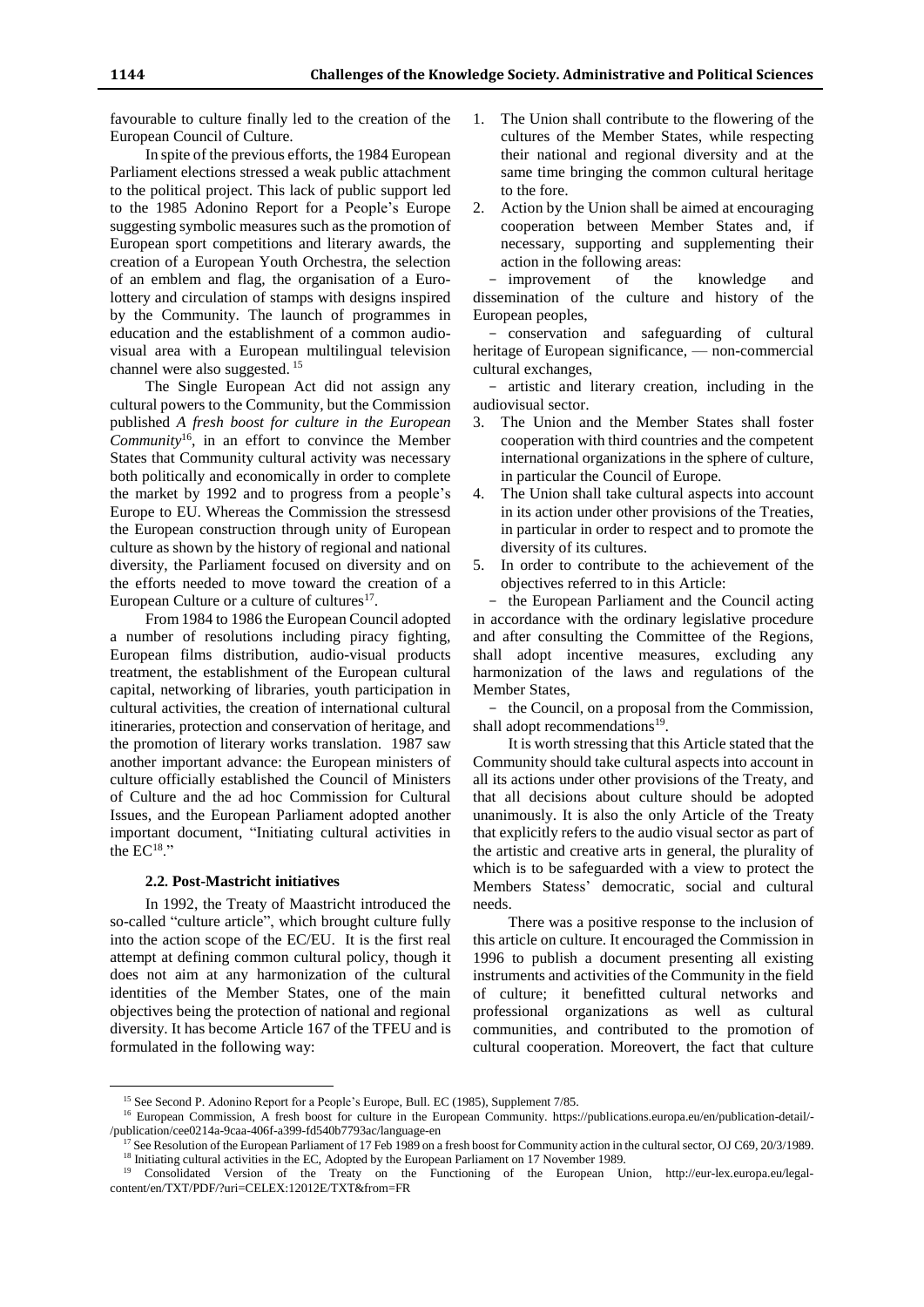favourable to culture finally led to the creation of the European Council of Culture.

In spite of the previous efforts, the 1984 European Parliament elections stressed a weak public attachment to the political project. This lack of public support led to the 1985 Adonino Report for a People's Europe suggesting symbolic measures such as the promotion of European sport competitions and literary awards, the creation of a European Youth Orchestra, the selection of an emblem and flag, the organisation of a Euro-lottery and circulation of stamps with designs inspired by the Community. The launch of programmes in education and the establishment of a common audio-visual area with a European multilingual television channel were also suggested. [15]

The Single European Act did not assign any cultural powers to the Community, but the Commission published *A fresh boost for culture in the European Community*[16], in an effort to convince the Member States that Community cultural activity was necessary both politically and economically in order to complete the market by 1992 and to progress from a people's Europe to EU. Whereas the Commission the stressesd the European construction through unity of European culture as shown by the history of regional and national diversity, the Parliament focused on diversity and on the efforts needed to move toward the creation of a European Culture or a culture of cultures[17].

From 1984 to 1986 the European Council adopted a number of resolutions including piracy fighting, European films distribution, audio-visual products treatment, the establishment of the European cultural capital, networking of libraries, youth participation in cultural activities, the creation of international cultural itineraries, protection and conservation of heritage, and the promotion of literary works translation. 1987 saw another important advance: the European ministers of culture officially established the Council of Ministers of Culture and the ad hoc Commission for Cultural Issues, and the European Parliament adopted another important document, "Initiating cultural activities in the EC[18]."

### 2.2. Post-Mastricht initiatives

In 1992, the Treaty of Maastricht introduced the so-called "culture article", which brought culture fully into the action scope of the EC/EU. It is the first real attempt at defining common cultural policy, though it does not aim at any harmonization of the cultural identities of the Member States, one of the main objectives being the protection of national and regional diversity. It has become Article 167 of the TFEU and is formulated in the following way:

1. The Union shall contribute to the flowering of the cultures of the Member States, while respecting their national and regional diversity and at the same time bringing the common cultural heritage to the fore.
2. Action by the Union shall be aimed at encouraging cooperation between Member States and, if necessary, supporting and supplementing their action in the following areas:
   - improvement of the knowledge and dissemination of the culture and history of the European peoples,
   - conservation and safeguarding of cultural heritage of European significance, — non-commercial cultural exchanges,
   - artistic and literary creation, including in the audiovisual sector.
3. The Union and the Member States shall foster cooperation with third countries and the competent international organizations in the sphere of culture, in particular the Council of Europe.
4. The Union shall take cultural aspects into account in its action under other provisions of the Treaties, in particular in order to respect and to promote the diversity of its cultures.
5. In order to contribute to the achievement of the objectives referred to in this Article:
   - the European Parliament and the Council acting in accordance with the ordinary legislative procedure and after consulting the Committee of the Regions, shall adopt incentive measures, excluding any harmonization of the laws and regulations of the Member States,
   - the Council, on a proposal from the Commission, shall adopt recommendations[19].

It is worth stressing that this Article stated that the Community should take cultural aspects into account in all its actions under other provisions of the Treaty, and that all decisions about culture should be adopted unanimously. It is also the only Article of the Treaty that explicitly refers to the audio visual sector as part of the artistic and creative arts in general, the plurality of which is to be safeguarded with a view to protect the Members Statess' democratic, social and cultural needs.

There was a positive response to the inclusion of this article on culture. It encouraged the Commission in 1996 to publish a document presenting all existing instruments and activities of the Community in the field of culture; it benefitted cultural networks and professional organizations as well as cultural communities, and contributed to the promotion of cultural cooperation. Moreovert, the fact that culture

---

[15] See Second P. Adonino Report for a People's Europe, Bull. EC (1985), Supplement 7/85.

[16] European Commission, A fresh boost for culture in the European Community. https://publications.europa.eu/en/publication-detail/-/publication/cee0214a-9caa-406f-a399-fd540b7793ac/language-en

[17] See Resolution of the European Parliament of 17 Feb 1989 on a fresh boost for Community action in the cultural sector, OJ C69, 20/3/1989.

[18] Initiating cultural activities in the EC, Adopted by the European Parliament on 17 November 1989.

[19] Consolidated Version of the Treaty on the Functioning of the European Union, http://eur-lex.europa.eu/legal-content/en/TXT/PDF/?uri=CELEX:12012E/TXT&from=FR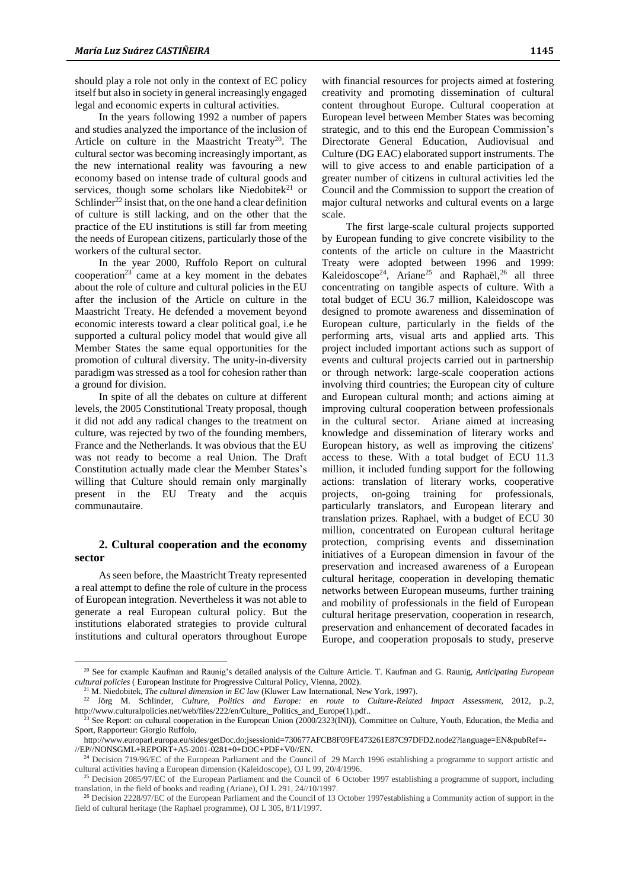should play a role not only in the context of EC policy itself but also in society in general increasingly engaged legal and economic experts in cultural activities.

In the years following 1992 a number of papers and studies analyzed the importance of the inclusion of Article on culture in the Maastricht Treaty[20]. The cultural sector was becoming increasingly important, as the new international reality was favouring a new economy based on intense trade of cultural goods and services, though some scholars like Niedobitek[21] or Schlinder[22] insist that, on the one hand a clear definition of culture is still lacking, and on the other that the practice of the EU institutions is still far from meeting the needs of European citizens, particularly those of the workers of the cultural sector.

In the year 2000, Ruffolo Report on cultural cooperation[23] came at a key moment in the debates about the role of culture and cultural policies in the EU after the inclusion of the Article on culture in the Maastricht Treaty. He defended a movement beyond economic interests toward a clear political goal, i.e he supported a cultural policy model that would give all Member States the same equal opportunities for the promotion of cultural diversity. The unity-in-diversity paradigm was stressed as a tool for cohesion rather than a ground for division.

In spite of all the debates on culture at different levels, the 2005 Constitutional Treaty proposal, though it did not add any radical changes to the treatment on culture, was rejected by two of the founding members, France and the Netherlands. It was obvious that the EU was not ready to become a real Union. The Draft Constitution actually made clear the Member States's willing that Culture should remain only marginally present in the EU Treaty and the acquis communautaire.

## 2. Cultural cooperation and the economy sector

As seen before, the Maastricht Treaty represented a real attempt to define the role of culture in the process of European integration. Nevertheless it was not able to generate a real European cultural policy. But the institutions elaborated strategies to provide cultural institutions and cultural operators throughout Europe with financial resources for projects aimed at fostering creativity and promoting dissemination of cultural content throughout Europe. Cultural cooperation at European level between Member States was becoming strategic, and to this end the European Commission's Directorate General Education, Audiovisual and Culture (DG EAC) elaborated support instruments. The will to give access to and enable participation of a greater number of citizens in cultural activities led the Council and the Commission to support the creation of major cultural networks and cultural events on a large scale.

The first large-scale cultural projects supported by European funding to give concrete visibility to the contents of the article on culture in the Maastricht Treaty were adopted between 1996 and 1999: Kaleidoscope[24], Ariane[25] and Raphaël,[26] all three concentrating on tangible aspects of culture. With a total budget of ECU 36.7 million, Kaleidoscope was designed to promote awareness and dissemination of European culture, particularly in the fields of the performing arts, visual arts and applied arts. This project included important actions such as support of events and cultural projects carried out in partnership or through network: large-scale cooperation actions involving third countries; the European city of culture and European cultural month; and actions aiming at improving cultural cooperation between professionals in the cultural sector. Ariane aimed at increasing knowledge and dissemination of literary works and European history, as well as improving the citizens' access to these. With a total budget of ECU 11.3 million, it included funding support for the following actions: translation of literary works, cooperative projects, on-going training for professionals, particularly translators, and European literary and translation prizes. Raphael, with a budget of ECU 30 million, concentrated on European cultural heritage protection, comprising events and dissemination initiatives of a European dimension in favour of the preservation and increased awareness of a European cultural heritage, cooperation in developing thematic networks between European museums, further training and mobility of professionals in the field of European cultural heritage preservation, cooperation in research, preservation and enhancement of decorated facades in Europe, and cooperation proposals to study, preserve

---

[20] See for example Kaufman and Raunig's detailed analysis of the Culture Article. T. Kaufman and G. Raunig, *Anticipating European cultural policies* ( European Institute for Progressive Cultural Policy, Vienna, 2002).

[21] M. Niedobitek, *The cultural dimension in EC law* (Kluwer Law International, New York, 1997).

[22] Jörg M. Schlinder, *Culture, Politics and Europe: en route to Culture-Related Impact Assessment*, 2012, p..2, http://www.culturalpolicies.net/web/files/222/en/Culture,_Politics_and_Europe(1).pdf..

[23] See Report: on cultural cooperation in the European Union (2000/2323(INI)), Committee on Culture, Youth, Education, the Media and Sport, Rapporteur: Giorgio Ruffolo,
http://www.europarl.europa.eu/sides/getDoc.do;jsessionid=730677AFCB8F09FE473261E87C97DFD2.node2?language=EN&pubRef=-//EP//NONSGML+REPORT+A5-2001-0281+0+DOC+PDF+V0//EN.

[24] Decision 719/96/EC of the European Parliament and the Council of 29 March 1996 establishing a programme to support artistic and cultural activities having a European dimension (Kaleidoscope), OJ L 99, 20/4/1996.

[25] Decision 2085/97/EC of the European Parliament and the Council of 6 October 1997 establishing a programme of support, including translation, in the field of books and reading (Ariane), OJ L 291, 24//10/1997.

[26] Decision 2228/97/EC of the European Parliament and the Council of 13 October 1997establishing a Community action of support in the field of cultural heritage (the Raphael programme), OJ L 305, 8/11/1997.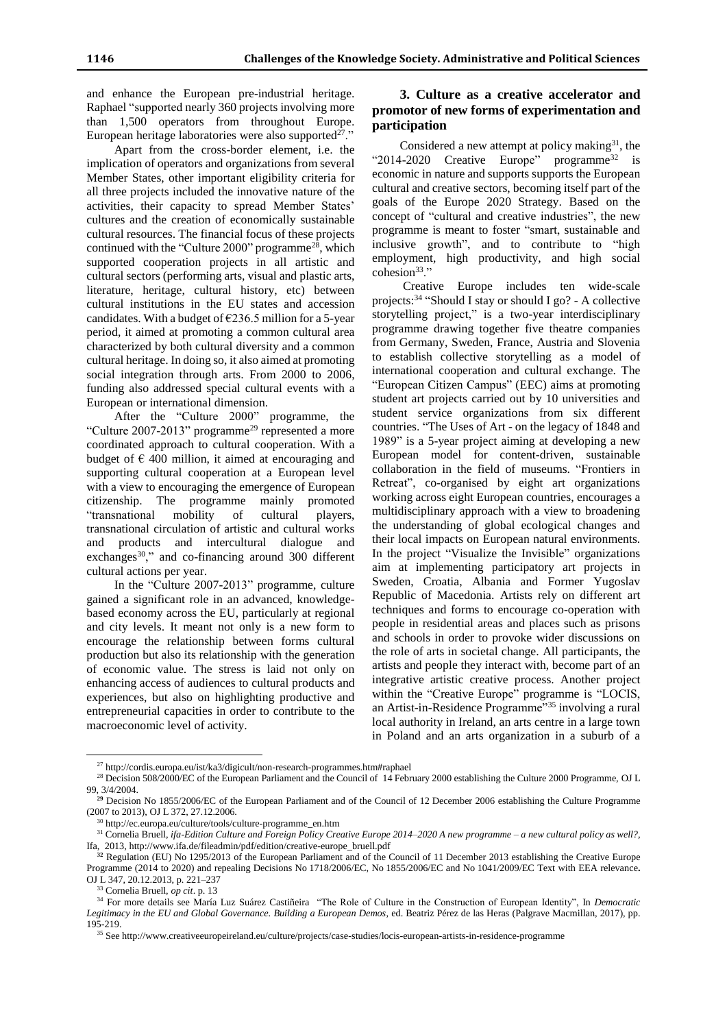and enhance the European pre-industrial heritage. Raphael "supported nearly 360 projects involving more than 1,500 operators from throughout Europe. European heritage laboratories were also supported[27]."

Apart from the cross-border element, i.e. the implication of operators and organizations from several Member States, other important eligibility criteria for all three projects included the innovative nature of the activities, their capacity to spread Member States' cultures and the creation of economically sustainable cultural resources. The financial focus of these projects continued with the "Culture 2000" programme[28], which supported cooperation projects in all artistic and cultural sectors (performing arts, visual and plastic arts, literature, heritage, cultural history, etc) between cultural institutions in the EU states and accession candidates. With a budget of €236.5 million for a 5-year period, it aimed at promoting a common cultural area characterized by both cultural diversity and a common cultural heritage. In doing so, it also aimed at promoting social integration through arts. From 2000 to 2006, funding also addressed special cultural events with a European or international dimension.

After the "Culture 2000" programme, the "Culture 2007-2013" programme[29] represented a more coordinated approach to cultural cooperation. With a budget of € 400 million, it aimed at encouraging and supporting cultural cooperation at a European level with a view to encouraging the emergence of European citizenship. The programme mainly promoted "transnational mobility of cultural players, transnational circulation of artistic and cultural works and products and intercultural dialogue and exchanges[30]," and co-financing around 300 different cultural actions per year.

In the "Culture 2007-2013" programme, culture gained a significant role in an advanced, knowledge-based economy across the EU, particularly at regional and city levels. It meant not only is a new form to encourage the relationship between forms cultural production but also its relationship with the generation of economic value. The stress is laid not only on enhancing access of audiences to cultural products and experiences, but also on highlighting productive and entrepreneurial capacities in order to contribute to the macroeconomic level of activity.

### 3. Culture as a creative accelerator and promotor of new forms of experimentation and participation

Considered a new attempt at policy making[31], the "2014-2020 Creative Europe" programme[32] is economic in nature and supports the European cultural and creative sectors, becoming itself part of the goals of the Europe 2020 Strategy. Based on the concept of "cultural and creative industries", the new programme is meant to foster "smart, sustainable and inclusive growth", and to contribute to "high employment, high productivity, and high social cohesion[33]."

Creative Europe includes ten wide-scale projects:[34] "Should I stay or should I go? - A collective storytelling project," is a two-year interdisciplinary programme drawing together five theatre companies from Germany, Sweden, France, Austria and Slovenia to establish collective storytelling as a model of international cooperation and cultural exchange. The "European Citizen Campus" (EEC) aims at promoting student art projects carried out by 10 universities and student service organizations from six different countries. "The Uses of Art - on the legacy of 1848 and 1989" is a 5-year project aiming at developing a new European model for content-driven, sustainable collaboration in the field of museums. "Frontiers in Retreat", co-organised by eight art organizations working across eight European countries, encourages a multidisciplinary approach with a view to broadening the understanding of global ecological changes and their local impacts on European natural environments. In the project "Visualize the Invisible" organizations aim at implementing participatory art projects in Sweden, Croatia, Albania and Former Yugoslav Republic of Macedonia. Artists rely on different art techniques and forms to encourage co-operation with people in residential areas and places such as prisons and schools in order to provoke wider discussions on the role of arts in societal change. All participants, the artists and people they interact with, become part of an integrative artistic creative process. Another project within the "Creative Europe" programme is "LOCIS, an Artist-in-Residence Programme"[35] involving a rural local authority in Ireland, an arts centre in a large town in Poland and an arts organization in a suburb of a

---

[27] http://cordis.europa.eu/ist/ka3/digicult/non-research-programmes.htm#raphael

[28] Decision 508/2000/EC of the European Parliament and the Council of 14 February 2000 establishing the Culture 2000 Programme, OJ L 99, 3/4/2004.

[29] Decision No 1855/2006/EC of the European Parliament and of the Council of 12 December 2006 establishing the Culture Programme (2007 to 2013), OJ L 372, 27.12.2006.

[30] http://ec.europa.eu/culture/tools/culture-programme_en.htm

[31] Cornelia Bruell, *ifa-Edition Culture and Foreign Policy Creative Europe 2014–2020 A new programme – a new cultural policy as well?*, Ifa, 2013, http://www.ifa.de/fileadmin/pdf/edition/creative-europe_bruell.pdf

[32] Regulation (EU) No 1295/2013 of the European Parliament and of the Council of 11 December 2013 establishing the Creative Europe Programme (2014 to 2020) and repealing Decisions No 1718/2006/EC, No 1855/2006/EC and No 1041/2009/EC Text with EEA relevance**.** OJ L 347, 20.12.2013, p. 221–237

[33] Cornelia Bruell, *op cit*. p. 13

[34] For more details see María Luz Suárez Castiñeira "The Role of Culture in the Construction of European Identity", In *Democratic Legitimacy in the EU and Global Governance. Building a European Demos*, ed. Beatriz Pérez de las Heras (Palgrave Macmillan, 2017), pp. 195-219.

[35] See http://www.creativeeuropeireland.eu/culture/projects/case-studies/locis-european-artists-in-residence-programme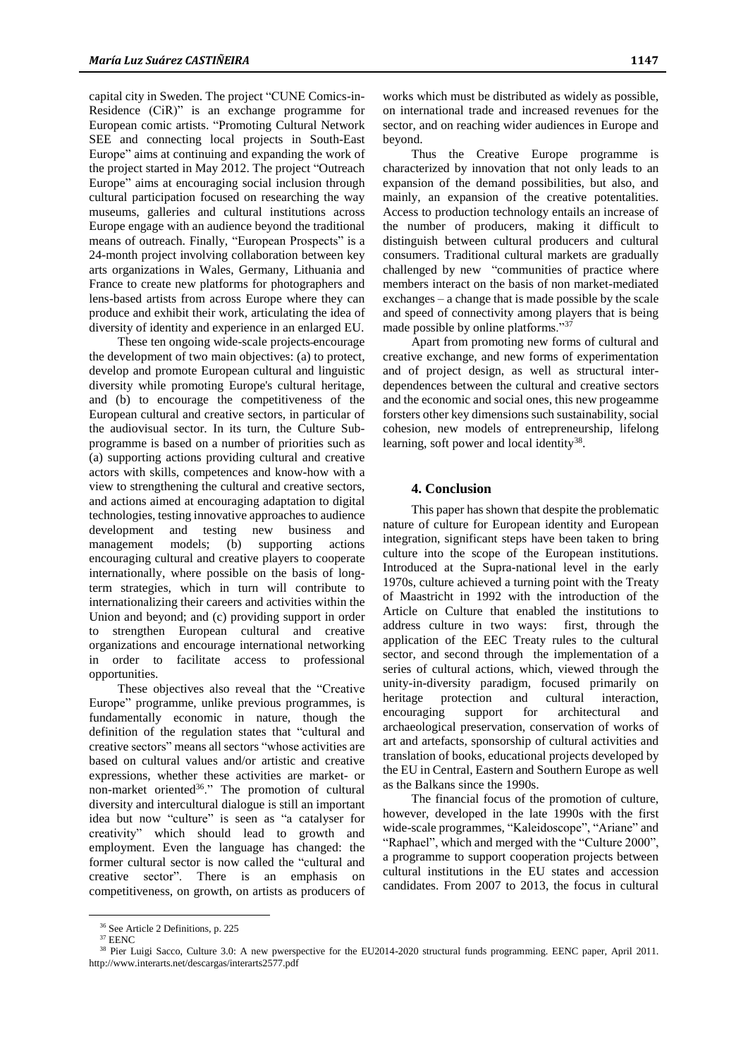capital city in Sweden. The project "CUNE Comics-in-Residence (CiR)" is an exchange programme for European comic artists. "Promoting Cultural Network SEE and connecting local projects in South-East Europe" aims at continuing and expanding the work of the project started in May 2012. The project "Outreach Europe" aims at encouraging social inclusion through cultural participation focused on researching the way museums, galleries and cultural institutions across Europe engage with an audience beyond the traditional means of outreach. Finally, "European Prospects" is a 24-month project involving collaboration between key arts organizations in Wales, Germany, Lithuania and France to create new platforms for photographers and lens-based artists from across Europe where they can produce and exhibit their work, articulating the idea of diversity of identity and experience in an enlarged EU.

These ten ongoing wide-scale projects encourage the development of two main objectives: (a) to protect, develop and promote European cultural and linguistic diversity while promoting Europe's cultural heritage, and (b) to encourage the competitiveness of the European cultural and creative sectors, in particular of the audiovisual sector. In its turn, the Culture Sub-programme is based on a number of priorities such as (a) supporting actions providing cultural and creative actors with skills, competences and know-how with a view to strengthening the cultural and creative sectors, and actions aimed at encouraging adaptation to digital technologies, testing innovative approaches to audience development and testing new business and management models; (b) supporting actions encouraging cultural and creative players to cooperate internationally, where possible on the basis of long-term strategies, which in turn will contribute to internationalizing their careers and activities within the Union and beyond; and (c) providing support in order to strengthen European cultural and creative organizations and encourage international networking in order to facilitate access to professional opportunities.

These objectives also reveal that the "Creative Europe" programme, unlike previous programmes, is fundamentally economic in nature, though the definition of the regulation states that "cultural and creative sectors" means all sectors "whose activities are based on cultural values and/or artistic and creative expressions, whether these activities are market- or non-market oriented[36]." The promotion of cultural diversity and intercultural dialogue is still an important idea but now "culture" is seen as "a catalyser for creativity" which should lead to growth and employment. Even the language has changed: the former cultural sector is now called the "cultural and creative sector". There is an emphasis on competitiveness, on growth, on artists as producers of works which must be distributed as widely as possible, on international trade and increased revenues for the sector, and on reaching wider audiences in Europe and beyond.

Thus the Creative Europe programme is characterized by innovation that not only leads to an expansion of the demand possibilities, but also, and mainly, an expansion of the creative potentialities. Access to production technology entails an increase of the number of producers, making it difficult to distinguish between cultural producers and cultural consumers. Traditional cultural markets are gradually challenged by new "communities of practice where members interact on the basis of non market-mediated exchanges – a change that is made possible by the scale and speed of connectivity among players that is being made possible by online platforms."[37]

Apart from promoting new forms of cultural and creative exchange, and new forms of experimentation and of project design, as well as structural inter-dependences between the cultural and creative sectors and the economic and social ones, this new progeamme forsters other key dimensions such sustainability, social cohesion, new models of entrepreneurship, lifelong learning, soft power and local identity[38].

## 4. Conclusion

This paper has shown that despite the problematic nature of culture for European identity and European integration, significant steps have been taken to bring culture into the scope of the European institutions. Introduced at the Supra-national level in the early 1970s, culture achieved a turning point with the Treaty of Maastricht in 1992 with the introduction of the Article on Culture that enabled the institutions to address culture in two ways: first, through the application of the EEC Treaty rules to the cultural sector, and second through the implementation of a series of cultural actions, which, viewed through the unity-in-diversity paradigm, focused primarily on heritage protection and cultural interaction, encouraging support for architectural and archaeological preservation, conservation of works of art and artefacts, sponsorship of cultural activities and translation of books, educational projects developed by the EU in Central, Eastern and Southern Europe as well as the Balkans since the 1990s.

The financial focus of the promotion of culture, however, developed in the late 1990s with the first wide-scale programmes, "Kaleidoscope", "Ariane" and "Raphael", which and merged with the "Culture 2000", a programme to support cooperation projects between cultural institutions in the EU states and accession candidates. From 2007 to 2013, the focus in cultural

---

[36] See Article 2 Definitions, p. 225

[37] EENC

[38] Pier Luigi Sacco, Culture 3.0: A new pwerspective for the EU2014-2020 structural funds programming. EENC paper, April 2011. http://www.interarts.net/descargas/interarts2577.pdf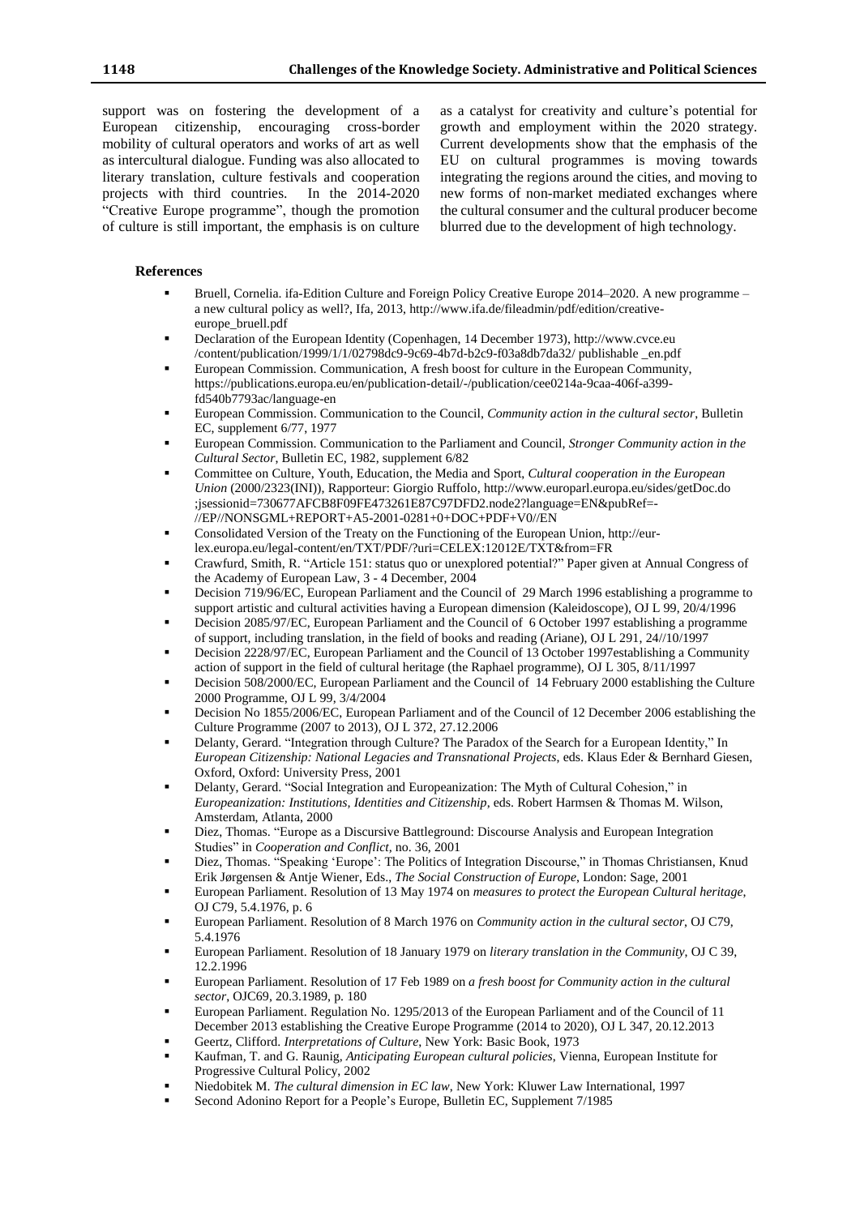support was on fostering the development of a European citizenship, encouraging cross-border mobility of cultural operators and works of art as well as intercultural dialogue. Funding was also allocated to literary translation, culture festivals and cooperation projects with third countries. In the 2014-2020 "Creative Europe programme", though the promotion of culture is still important, the emphasis is on culture as a catalyst for creativity and culture's potential for growth and employment within the 2020 strategy. Current developments show that the emphasis of the EU on cultural programmes is moving towards integrating the regions around the cities, and moving to new forms of non-market mediated exchanges where the cultural consumer and the cultural producer become blurred due to the development of high technology.

### References

- Bruell, Cornelia. ifa-Edition Culture and Foreign Policy Creative Europe 2014–2020. A new programme – a new cultural policy as well?, Ifa, 2013, http://www.ifa.de/fileadmin/pdf/edition/creative-europe_bruell.pdf
- Declaration of the European Identity (Copenhagen, 14 December 1973), http://www.cvce.eu /content/publication/1999/1/1/02798dc9-9c69-4b7d-b2c9-f03a8db7da32/ publishable _en.pdf
- European Commission. Communication, A fresh boost for culture in the European Community, https://publications.europa.eu/en/publication-detail/-/publication/cee0214a-9caa-406f-a399-fd540b7793ac/language-en
- European Commission. Communication to the Council, *Community action in the cultural sector*, Bulletin EC, supplement 6/77, 1977
- European Commission. Communication to the Parliament and Council, *Stronger Community action in the Cultural Sector*, Bulletin EC, 1982, supplement 6/82
- Committee on Culture, Youth, Education, the Media and Sport, *Cultural cooperation in the European Union* (2000/2323(INI)), Rapporteur: Giorgio Ruffolo, http://www.europarl.europa.eu/sides/getDoc.do ;jsessionid=730677AFCB8F09FE473261E87C97DFD2.node2?language=EN&pubRef=-//EP//NONSGML+REPORT+A5-2001-0281+0+DOC+PDF+V0//EN
- Consolidated Version of the Treaty on the Functioning of the European Union, http://eur-lex.europa.eu/legal-content/en/TXT/PDF/?uri=CELEX:12012E/TXT&from=FR
- Crawfurd, Smith, R. "Article 151: status quo or unexplored potential?" Paper given at Annual Congress of the Academy of European Law, 3 - 4 December, 2004
- Decision 719/96/EC, European Parliament and the Council of 29 March 1996 establishing a programme to support artistic and cultural activities having a European dimension (Kaleidoscope), OJ L 99, 20/4/1996
- Decision 2085/97/EC, European Parliament and the Council of 6 October 1997 establishing a programme of support, including translation, in the field of books and reading (Ariane), OJ L 291, 24//10/1997
- Decision 2228/97/EC, European Parliament and the Council of 13 October 1997establishing a Community action of support in the field of cultural heritage (the Raphael programme), OJ L 305, 8/11/1997
- Decision 508/2000/EC, European Parliament and the Council of 14 February 2000 establishing the Culture 2000 Programme, OJ L 99, 3/4/2004
- Decision No 1855/2006/EC, European Parliament and of the Council of 12 December 2006 establishing the Culture Programme (2007 to 2013), OJ L 372, 27.12.2006
- Delanty, Gerard. "Integration through Culture? The Paradox of the Search for a European Identity," In *European Citizenship: National Legacies and Transnational Projects*, eds. Klaus Eder & Bernhard Giesen, Oxford, Oxford: University Press, 2001
- Delanty, Gerard. "Social Integration and Europeanization: The Myth of Cultural Cohesion," in *Europeanization: Institutions, Identities and Citizenship*, eds. Robert Harmsen & Thomas M. Wilson, Amsterdam, Atlanta, 2000
- Diez, Thomas. "Europe as a Discursive Battleground: Discourse Analysis and European Integration Studies" in *Cooperation and Conflict*, no. 36, 2001
- Diez, Thomas. "Speaking 'Europe': The Politics of Integration Discourse," in Thomas Christiansen, Knud Erik Jørgensen & Antje Wiener, Eds., *The Social Construction of Europe*, London: Sage, 2001
- European Parliament. Resolution of 13 May 1974 on *measures to protect the European Cultural heritage*, OJ C79, 5.4.1976, p. 6
- European Parliament. Resolution of 8 March 1976 on *Community action in the cultural sector*, OJ C79, 5.4.1976
- European Parliament. Resolution of 18 January 1979 on *literary translation in the Community*, OJ C 39, 12.2.1996
- European Parliament. Resolution of 17 Feb 1989 on *a fresh boost for Community action in the cultural sector*, OJC69, 20.3.1989, p. 180
- European Parliament. Regulation No. 1295/2013 of the European Parliament and of the Council of 11 December 2013 establishing the Creative Europe Programme (2014 to 2020), OJ L 347, 20.12.2013
- Geertz, Clifford. *Interpretations of Culture*, New York: Basic Book, 1973
- Kaufman, T. and G. Raunig, *Anticipating European cultural policies*, Vienna, European Institute for Progressive Cultural Policy, 2002
- Niedobitek M. *The cultural dimension in EC law*, New York: Kluwer Law International, 1997
- Second Adonino Report for a People's Europe, Bulletin EC, Supplement 7/1985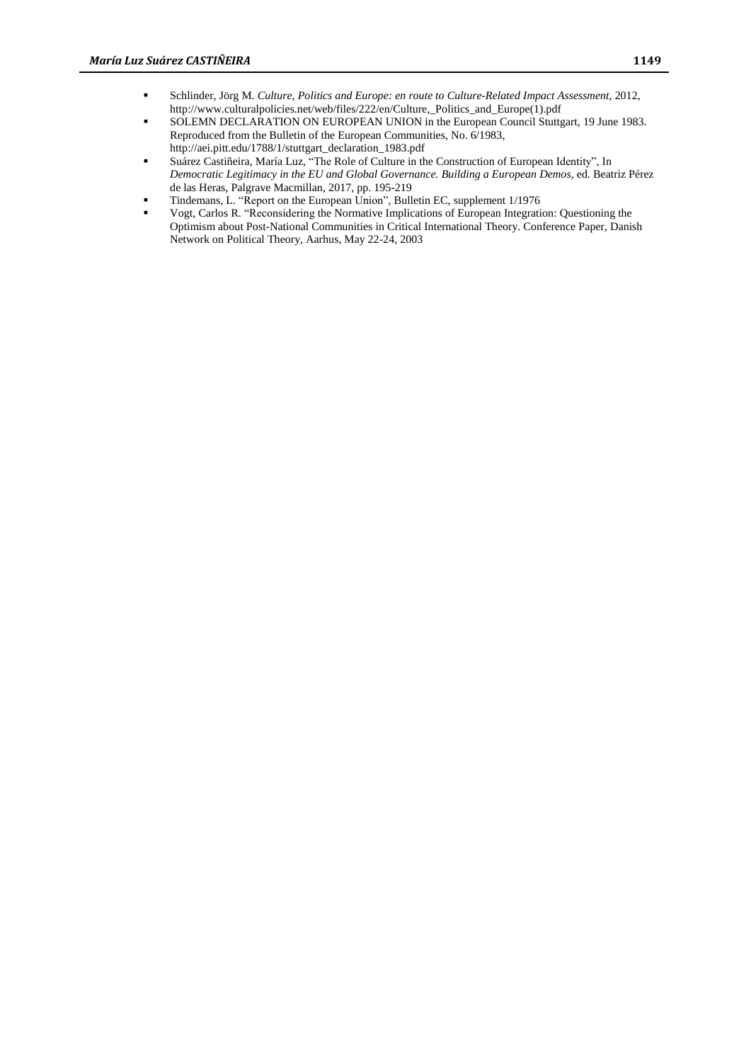- Schlinder, Jörg M. *Culture, Politics and Europe: en route to Culture-Related Impact Assessment*, 2012, http://www.culturalpolicies.net/web/files/222/en/Culture,_Politics_and_Europe(1).pdf
- SOLEMN DECLARATION ON EUROPEAN UNION in the European Council Stuttgart, 19 June 1983. Reproduced from the Bulletin of the European Communities, No. 6/1983, http://aei.pitt.edu/1788/1/stuttgart_declaration_1983.pdf
- Suárez Castiñeira, María Luz, "The Role of Culture in the Construction of European Identity", In *Democratic Legitimacy in the EU and Global Governance. Building a European Demos*, ed. Beatriz Pérez de las Heras, Palgrave Macmillan, 2017, pp. 195-219
- Tindemans, L. "Report on the European Union", Bulletin EC, supplement 1/1976
- Vogt, Carlos R. "Reconsidering the Normative Implications of European Integration: Questioning the Optimism about Post-National Communities in Critical International Theory. Conference Paper, Danish Network on Political Theory, Aarhus, May 22-24, 2003